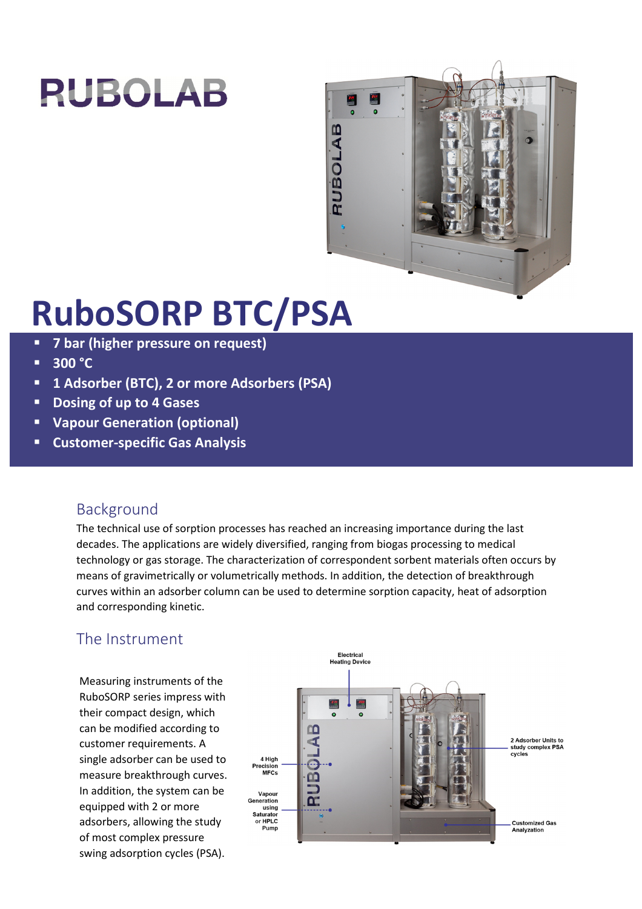RUBOLAB

# RuboSORP BTC/PSA

- 7 bar (higher pressure on request)
- 300 °C
- 1 Adsorber (BTC), 2 or more Adsorbers (PSA)
- Dosing of up to 4 Gases
- Vapour Generation (optional)
- Customer-specific Gas Analysis

## Background

The technical use of sorption processes has reached an increasing importance during the last decades. The applications are widely diversified, ranging from biogas processing to medical technology or gas storage. The characterization of correspondent sorbent materials often occurs by means of gravimetrically or volumetrically methods. In addition, the detection of breakthrough curves within an adsorber column can be used to determine sorption capacity, heat of adsorption and corresponding kinetic.

## The Instrument

Measuring instruments of the RuboSORP series impress with their compact design, which can be modified according to customer requirements. A single adsorber can be used to measure breakthrough curves. In addition, the system can be equipped with 2 or more adsorbers, allowing the study of most complex pressure swing adsorption cycles (PSA).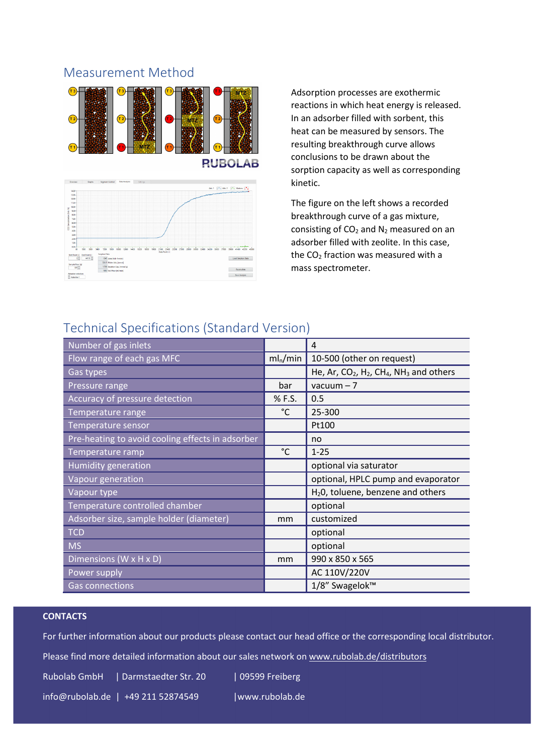## Measurement Method

Adsorption processes are exothermic reactions in which heat energy is released. In an adsorber filled with sorbent, this heat can be measured by sensors. The resulting breakthrough curve allows conclusions to be drawn about the sorption capacity as well as corresponding kinetic.

The figure on the left shows a recorded breakthrough curve of a gas mixture, consisting of $CO_2$ and $N_2$ measured on an adsorber filled with zeolite. In this case, the $CO_2$ fraction was measured with a mass spectrometer.

## Technical Specifications (Standard Version)

| | | |
|---|---|---|
| Number of gas inlets | | 4 |
| Flow range of each gas MFC | $ml_n$/min | 10-500 (other on request) |
| Gas types | | He, Ar, $CO_2$, $H_2$, $CH_4$, $NH_3$ and others |
| Pressure range | bar | vacuum – 7 |
| Accuracy of pressure detection | % F.S. | 0.5 |
| Temperature range | °C | 25-300 |
| Temperature sensor | | Pt100 |
| Pre-heating to avoid cooling effects in adsorber | | no |
| Temperature ramp | °C | 1-25 |
| Humidity generation | | optional via saturator |
| Vapour generation | | optional, HPLC pump and evaporator |
| Vapour type | | $H_2O$, toluene, benzene and others |
| Temperature controlled chamber | | optional |
| Adsorber size, sample holder (diameter) | mm | customized |
| TCD | | optional |
| MS | | optional |
| Dimensions (W x H x D) | mm | 990 x 850 x 565 |
| Power supply | | AC 110V/220V |
| Gas connections | | 1/8" Swagelok™ |

**CONTACTS**

For further information about our products please contact our head office or the corresponding local distributor.

Please find more detailed information about our sales network on www.rubolab.de/distributors

Rubolab GmbH | Darmstaedter Str. 20 | 09599 Freiberg

info@rubolab.de | +49 211 52874549 | www.rubolab.de